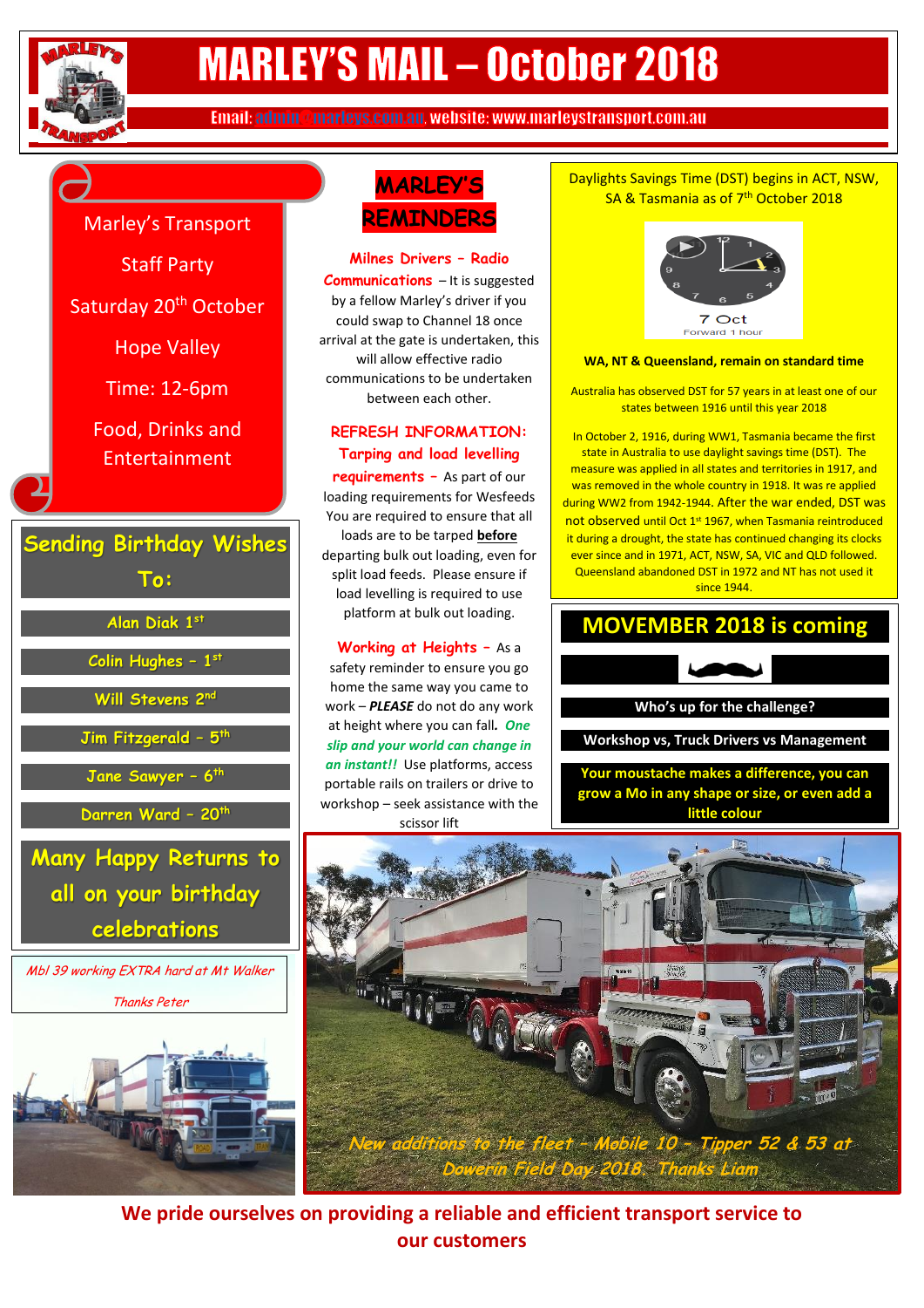# MARLEY'S MAIL – October 2018

Email: admin@marleys.com.au, website: www.marleystransport.com.au

Marley's Transport

Staff Party

Saturday 20th October

Hope Valley

Time: 12-6pm

Food, Drinks and Entertainment

## Sending Birthday Wishes To:

- Alan Diak 1st
- Colin Hughes – 1st
- Will Stevens 2nd
- Jim Fitzgerald – 5th
- Jane Sawyer – 6th
- Darren Ward – 20th

**Many Happy Returns to all on your birthday celebrations**

*Mbl 39 working EXTRA hard at Mt Walker*

*Thanks Peter*

## MARLEY'S REMINDERS

**Milnes Drivers – Radio Communications** – It is suggested by a fellow Marley's driver if you could swap to Channel 18 once arrival at the gate is undertaken, this will allow effective radio communications to be undertaken between each other.

**REFRESH INFORMATION: Tarping and load levelling requirements** – As part of our loading requirements for Wesfeeds You are required to ensure that all loads are to be tarped **before** departing bulk out loading, even for split load feeds. Please ensure if load levelling is required to use platform at bulk out loading.

**Working at Heights** – As a safety reminder to ensure you go home the same way you came to work – ***PLEASE*** do not do any work at height where you can fall. ***One slip and your world can change in an instant!!*** Use platforms, access portable rails on trailers or drive to workshop – seek assistance with the scissor lift

Daylights Savings Time (DST) begins in ACT, NSW, SA & Tasmania as of 7th October 2018

7 Oct

Forward 1 hour

**WA, NT & Queensland, remain on standard time**

Australia has observed DST for 57 years in at least one of our states between 1916 until this year 2018

In October 2, 1916, during WW1, Tasmania became the first state in Australia to use daylight savings time (DST). The measure was applied in all states and territories in 1917, and was removed in the whole country in 1918. It was re applied during WW2 from 1942-1944. After the war ended, DST was not observed until Oct 1st 1967, when Tasmania reintroduced it during a drought, the state has continued changing its clocks ever since and in 1971, ACT, NSW, SA, VIC and QLD followed. Queensland abandoned DST in 1972 and NT has not used it since 1944.

## MOVEMBER 2018 is coming

**Who's up for the challenge?**

**Workshop vs, Truck Drivers vs Management**

**Your moustache makes a difference, you can grow a Mo in any shape or size, or even add a little colour**

*New additions to the fleet – Mobile 10 – Tipper 52 & 53 at Dowerin Field Day 2018. Thanks Liam*

**We pride ourselves on providing a reliable and efficient transport service to our customers**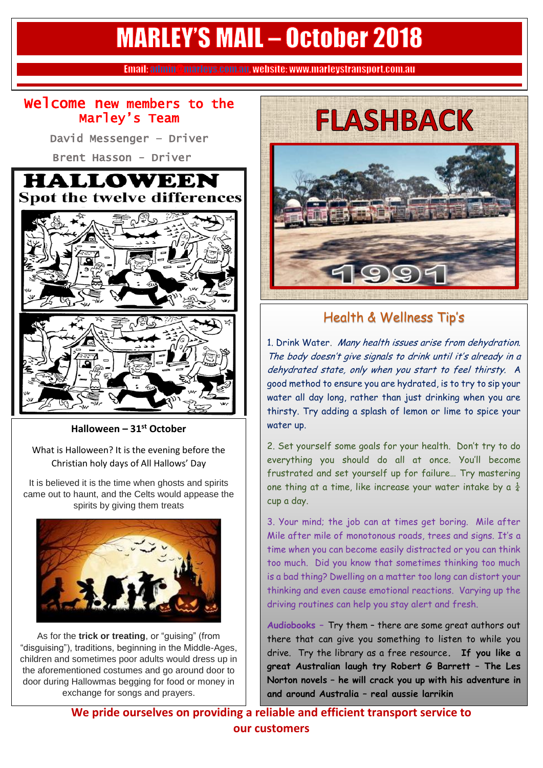# MARLEY'S MAIL – October 2018

Email: admin@marleys.com.au, website: www.marleystransport.com.au

## Welcome new members to the Marley's Team

David Messenger – Driver

Brent Hasson - Driver

## HALLOWEEN

### Spot the twelve differences

**Halloween – 31st October**

What is Halloween? It is the evening before the Christian holy days of All Hallows' Day

It is believed it is the time when ghosts and spirits came out to haunt, and the Celts would appease the spirits by giving them treats

As for the **trick or treating**, or "guising" (from "disguising"), traditions, beginning in the Middle-Ages, children and sometimes poor adults would dress up in the aforementioned costumes and go around door to door during Hallowmas begging for food or money in exchange for songs and prayers.

## FLASHBACK

1991

## Health & Wellness Tip's

1. Drink Water. *Many health issues arise from dehydration. The body doesn't give signals to drink until it's already in a dehydrated state, only when you start to feel thirsty.* A good method to ensure you are hydrated, is to try to sip your water all day long, rather than just drinking when you are thirsty. Try adding a splash of lemon or lime to spice your water up.

2. Set yourself some goals for your health. Don't try to do everything you should do all at once. You'll become frustrated and set yourself up for failure… Try mastering one thing at a time, like increase your water intake by a ¼ cup a day.

3. Your mind; the job can at times get boring. Mile after Mile after mile of monotonous roads, trees and signs. It's a time when you can become easily distracted or you can think too much. Did you know that sometimes thinking too much is a bad thing? Dwelling on a matter too long can distort your thinking and even cause emotional reactions. Varying up the driving routines can help you stay alert and fresh.

**Audiobooks** – Try them – there are some great authors out there that can give you something to listen to while you drive. Try the library as a free resource. **If you like a great Australian laugh try Robert G Barrett – The Les Norton novels – he will crack you up with his adventure in and around Australia – real aussie larrikin**

**We pride ourselves on providing a reliable and efficient transport service to our customers**